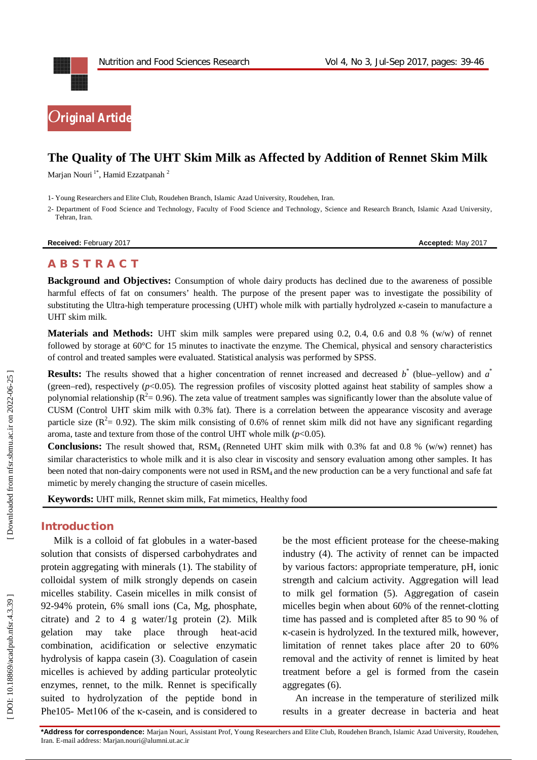## Original Article

# The Quality of The UHT Skim Milk as Affected by Addition of Rennet Skim Milk

Marjan Nouri [1*], Hamid Ezzatpanah [2]

1- Young Researchers and Elite Club, Roudehen Branch, Islamic Azad University, Roudehen, Iran.

2- Department of Food Science and Technology, Faculty of Food Science and Technology, Science and Research Branch, Islamic Azad University, Tehran, Iran.

**Received:** February 2017 **Accepted:** May 2017

## ABSTRACT

**Background and Objectives:** Consumption of whole dairy products has declined due to the awareness of possible harmful effects of fat on consumers' health. The purpose of the present paper was to investigate the possibility of substituting the Ultra-high temperature processing (UHT) whole milk with partially hydrolyzed *κ*-casein to manufacture a UHT skim milk.

**Materials and Methods:** UHT skim milk samples were prepared using 0.2, 0.4, 0.6 and 0.8 % (w/w) of rennet followed by storage at 60°C for 15 minutes to inactivate the enzyme. The Chemical, physical and sensory characteristics of control and treated samples were evaluated. Statistical analysis was performed by SPSS.

**Results:** The results showed that a higher concentration of rennet increased and decreased $b^*$ (blue–yellow) and $a^*$ (green–red), respectively ($p<0.05$). The regression profiles of viscosity plotted against heat stability of samples show a polynomial relationship ($R^2= 0.96$). The zeta value of treatment samples was significantly lower than the absolute value of CUSM (Control UHT skim milk with 0.3% fat). There is a correlation between the appearance viscosity and average particle size ($R^2= 0.92$). The skim milk consisting of 0.6% of rennet skim milk did not have any significant regarding aroma, taste and texture from those of the control UHT whole milk ($p<0.05$).

**Conclusions:** The result showed that, $RSM_4$ (Renneted UHT skim milk with 0.3% fat and 0.8 % (w/w) rennet) has similar characteristics to whole milk and it is also clear in viscosity and sensory evaluation among other samples. It has been noted that non-dairy components were not used in $RSM_4$ and the new production can be a very functional and safe fat mimetic by merely changing the structure of casein micelles.

**Keywords:** UHT milk, Rennet skim milk, Fat mimetics, Healthy food

## Introduction

Milk is a colloid of fat globules in a water-based solution that consists of dispersed carbohydrates and protein aggregating with minerals (1). The stability of colloidal system of milk strongly depends on casein micelles stability. Casein micelles in milk consist of 92-94% protein, 6% small ions (Ca, Mg, phosphate, citrate) and 2 to 4 g water/1g protein (2). Milk gelation may take place through heat-acid combination, acidification or selective enzymatic hydrolysis of kappa casein (3). Coagulation of casein micelles is achieved by adding particular proteolytic enzymes, rennet, to the milk. Rennet is specifically suited to hydrolyzation of the peptide bond in Phe105- Met106 of the κ-casein, and is considered to be the most efficient protease for the cheese-making industry (4). The activity of rennet can be impacted by various factors: appropriate temperature, pH, ionic strength and calcium activity. Aggregation will lead to milk gel formation (5). Aggregation of casein micelles begin when about 60% of the rennet-clotting time has passed and is completed after 85 to 90 % of κ-casein is hydrolyzed. In the textured milk, however, limitation of rennet takes place after 20 to 60% removal and the activity of rennet is limited by heat treatment before a gel is formed from the casein aggregates (6).

An increase in the temperature of sterilized milk results in a greater decrease in bacteria and heat

**\*Address for correspondence:** Marjan Nouri, Assistant Prof, Young Researchers and Elite Club, Roudehen Branch, Islamic Azad University, Roudehen, Iran. E-mail address: Marjan.nouri@alumni.ut.ac.ir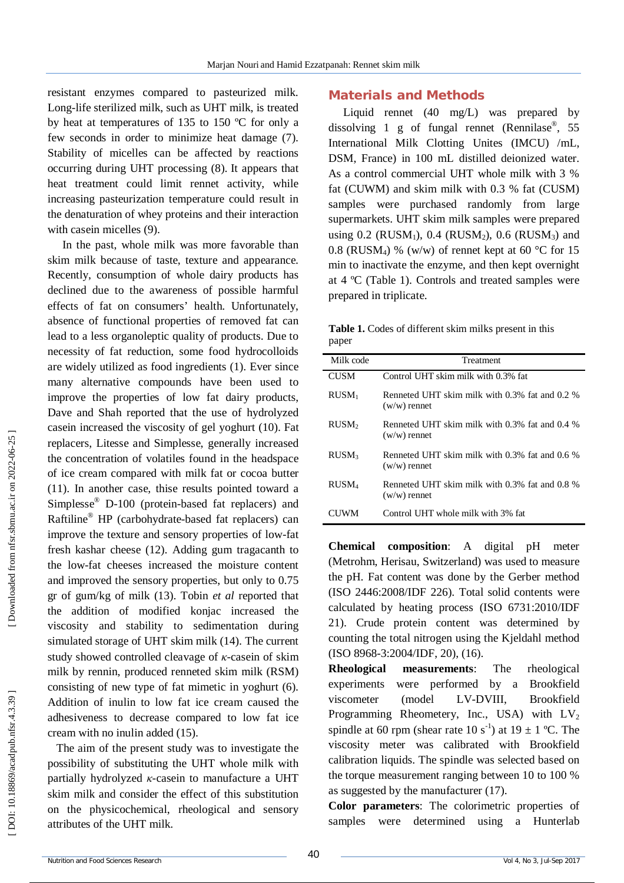resistant enzymes compared to pasteurized milk. Long-life sterilized milk, such as UHT milk, is treated by heat at temperatures of 135 to 150 ºC for only a few seconds in order to minimize heat damage (7). Stability of micelles can be affected by reactions occurring during UHT processing (8). It appears that heat treatment could limit rennet activity, while increasing pasteurization temperature could result in the denaturation of whey proteins and their interaction with casein micelles (9).

In the past, whole milk was more favorable than skim milk because of taste, texture and appearance. Recently, consumption of whole dairy products has declined due to the awareness of possible harmful effects of fat on consumers' health. Unfortunately, absence of functional properties of removed fat can lead to a less organoleptic quality of products. Due to necessity of fat reduction, some food hydrocolloids are widely utilized as food ingredients (1). Ever since many alternative compounds have been used to improve the properties of low fat dairy products, Dave and Shah reported that the use of hydrolyzed casein increased the viscosity of gel yoghurt (10). Fat replacers, Litesse and Simplesse, generally increased the concentration of volatiles found in the headspace of ice cream compared with milk fat or cocoa butter (11). In another case, thise results pointed toward a Simplesse® D-100 (protein-based fat replacers) and Raftiline® HP (carbohydrate-based fat replacers) can improve the texture and sensory properties of low-fat fresh kashar cheese (12). Adding gum tragacanth to the low-fat cheeses increased the moisture content and improved the sensory properties, but only to 0.75 gr of gum/kg of milk (13). Tobin *et al* reported that the addition of modified konjac increased the viscosity and stability to sedimentation during simulated storage of UHT skim milk (14). The current study showed controlled cleavage of *κ*-casein of skim milk by rennin, produced renneted skim milk (RSM) consisting of new type of fat mimetic in yoghurt (6). Addition of inulin to low fat ice cream caused the adhesiveness to decrease compared to low fat ice cream with no inulin added (15).

The aim of the present study was to investigate the possibility of substituting the UHT whole milk with partially hydrolyzed *κ*-casein to manufacture a UHT skim milk and consider the effect of this substitution on the physicochemical, rheological and sensory attributes of the UHT milk.

## Materials and Methods

Liquid rennet (40 mg/L) was prepared by dissolving 1 g of fungal rennet (Rennilase®, 55 International Milk Clotting Unites (IMCU) /mL, DSM, France) in 100 mL distilled deionized water. As a control commercial UHT whole milk with 3 % fat (CUWM) and skim milk with 0.3 % fat (CUSM) samples were purchased randomly from large supermarkets. UHT skim milk samples were prepared using 0.2 ($RUSM_1$), 0.4 ($RUSM_2$), 0.6 ($RUSM_3$) and 0.8 ($RUSM_4$) % (w/w) of rennet kept at 60 °C for 15 min to inactivate the enzyme, and then kept overnight at 4 ºC (Table 1). Controls and treated samples were prepared in triplicate.

**Table 1.** Codes of different skim milks present in this paper

| Milk code | Treatment |
|---|---|
| CUSM | Control UHT skim milk with 0.3% fat |
| $RUSM_1$ | Renneted UHT skim milk with 0.3% fat and 0.2 % (w/w) rennet |
| $RUSM_2$ | Renneted UHT skim milk with 0.3% fat and 0.4 % (w/w) rennet |
| $RUSM_3$ | Renneted UHT skim milk with 0.3% fat and 0.6 % (w/w) rennet |
| $RUSM_4$ | Renneted UHT skim milk with 0.3% fat and 0.8 % (w/w) rennet |
| CUWM | Control UHT whole milk with 3% fat |

**Chemical composition**: A digital pH meter (Metrohm, Herisau, Switzerland) was used to measure the pH. Fat content was done by the Gerber method (ISO 2446:2008/IDF 226). Total solid contents were calculated by heating process (ISO 6731:2010/IDF 21). Crude protein content was determined by counting the total nitrogen using the Kjeldahl method (ISO 8968-3:2004/IDF, 20), (16).

**Rheological measurements**: The rheological experiments were performed by a Brookfield viscometer (model LV-DVIII, Brookfield Programming Rheometery, Inc., USA) with $LV_2$ spindle at 60 rpm (shear rate 10 $s^{-1}$) at 19 ± 1 ºC. The viscosity meter was calibrated with Brookfield calibration liquids. The spindle was selected based on the torque measurement ranging between 10 to 100 % as suggested by the manufacturer (17).

**Color parameters**: The colorimetric properties of samples were determined using a Hunterlab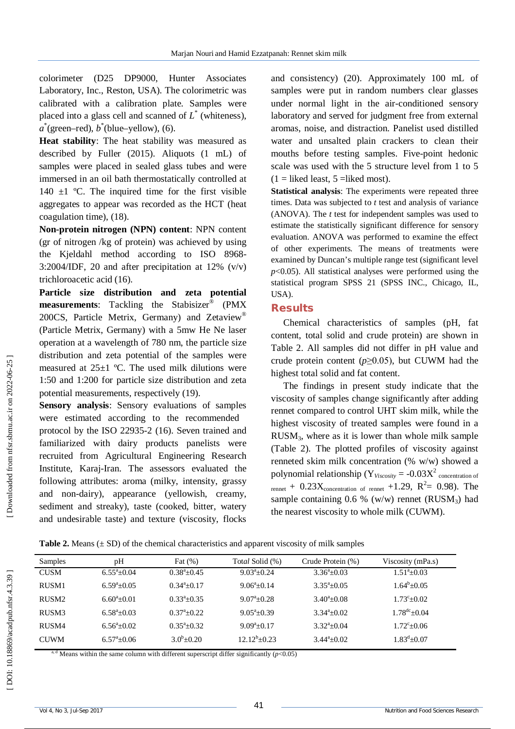colorimeter (D25 DP9000, Hunter Associates Laboratory, Inc., Reston, USA). The colorimetric was calibrated with a calibration plate. Samples were placed into a glass cell and scanned of $L^*$ (whiteness), $a^*$(green–red), $b^*$(blue–yellow), (6).

**Heat stability**: The heat stability was measured as described by Fuller (2015). Aliquots (1 mL) of samples were placed in sealed glass tubes and were immersed in an oil bath thermostatically controlled at 140 ±1 ºC. The inquired time for the first visible aggregates to appear was recorded as the HCT (heat coagulation time), (18).

**Non-protein nitrogen (NPN) content**: NPN content (gr of nitrogen /kg of protein) was achieved by using the Kjeldahl method according to ISO 8968-3:2004/IDF, 20 and after precipitation at 12% (v/v) trichloroacetic acid (16).

**Particle size distribution and zeta potential measurements**: Tackling the Stabisizer® (PMX 200CS, Particle Metrix, Germany) and Zetaview® (Particle Metrix, Germany) with a 5mw He Ne laser operation at a wavelength of 780 nm, the particle size distribution and zeta potential of the samples were measured at 25±1 ºC. The used milk dilutions were 1:50 and 1:200 for particle size distribution and zeta potential measurements, respectively (19).

**Sensory analysis**: Sensory evaluations of samples were estimated according to the recommended protocol by the ISO 22935-2 (16). Seven trained and familiarized with dairy products panelists were recruited from Agricultural Engineering Research Institute, Karaj-Iran. The assessors evaluated the following attributes: aroma (milky, intensity, grassy and non-dairy), appearance (yellowish, creamy, sediment and streaky), taste (cooked, bitter, watery and undesirable taste) and texture (viscosity, flocks and consistency) (20). Approximately 100 mL of samples were put in random numbers clear glasses under normal light in the air-conditioned sensory laboratory and served for judgment free from external aromas, noise, and distraction. Panelist used distilled water and unsalted plain crackers to clean their mouths before testing samples. Five-point hedonic scale was used with the 5 structure level from 1 to 5 (1 = liked least, 5 =liked most).

**Statistical analysis**: The experiments were repeated three times. Data was subjected to *t* test and analysis of variance (ANOVA). The *t* test for independent samples was used to estimate the statistically significant difference for sensory evaluation. ANOVA was performed to examine the effect of other experiments. The means of treatments were examined by Duncan's multiple range test (significant level $p<0.05$). All statistical analyses were performed using the statistical program SPSS 21 (SPSS INC., Chicago, IL, USA).

## Results

Chemical characteristics of samples (pH, fat content, total solid and crude protein) are shown in Table 2. All samples did not differ in pH value and crude protein content ($p\geq0.05$), but CUWM had the highest total solid and fat content.

The findings in present study indicate that the viscosity of samples change significantly after adding rennet compared to control UHT skim milk, while the highest viscosity of treated samples were found in a $RUSM_3$, where as it is lower than whole milk sample (Table 2). The plotted profiles of viscosity against renneted skim milk concentration (% w/w) showed a polynomial relationship ($Y_{Viscosity} = -0.03X^2_{\text{concentration of rennet}} + 0.23X_{\text{concentration of rennet}} + 1.29$, $R^2= 0.98$). The sample containing 0.6 % (w/w) rennet ($RUSM_3$) had the nearest viscosity to whole milk (CUWM).

**Table 2.** Means (± SD) of the chemical characteristics and apparent viscosity of milk samples

| Samples | pH | Fat (%) | Total Solid (%) | Crude Protein (%) | Viscosity (mPa.s) |
|---|---|---|---|---|---|
| CUSM | $6.55^a±0.04$ | $0.38^a±0.45$ | $9.03^a±0.24$ | $3.36^a±0.03$ | $1.51^a±0.03$ |
| RUSM1 | $6.59^a±0.05$ | $0.34^a±0.17$ | $9.06^a±0.14$ | $3.35^a±0.05$ | $1.64^b±0.05$ |
| RUSM2 | $6.60^a±0.01$ | $0.33^a±0.35$ | $9.07^a±0.28$ | $3.40^a±0.08$ | $1.73^c±0.02$ |
| RUSM3 | $6.58^a±0.03$ | $0.37^a±0.22$ | $9.05^a±0.39$ | $3.34^a±0.02$ | $1.78^{dc}±0.04$ |
| RUSM4 | $6.56^a±0.02$ | $0.35^a±0.32$ | $9.09^a±0.17$ | $3.32^a±0.04$ | $1.72^c±0.06$ |
| CUWM | $6.57^a±0.06$ | $3.0^b±0.20$ | $12.12^b±0.23$ | $3.44^a±0.02$ | $1.83^d±0.07$ |

[a, d] Means within the same column with different superscript differ significantly ($p<0.05$)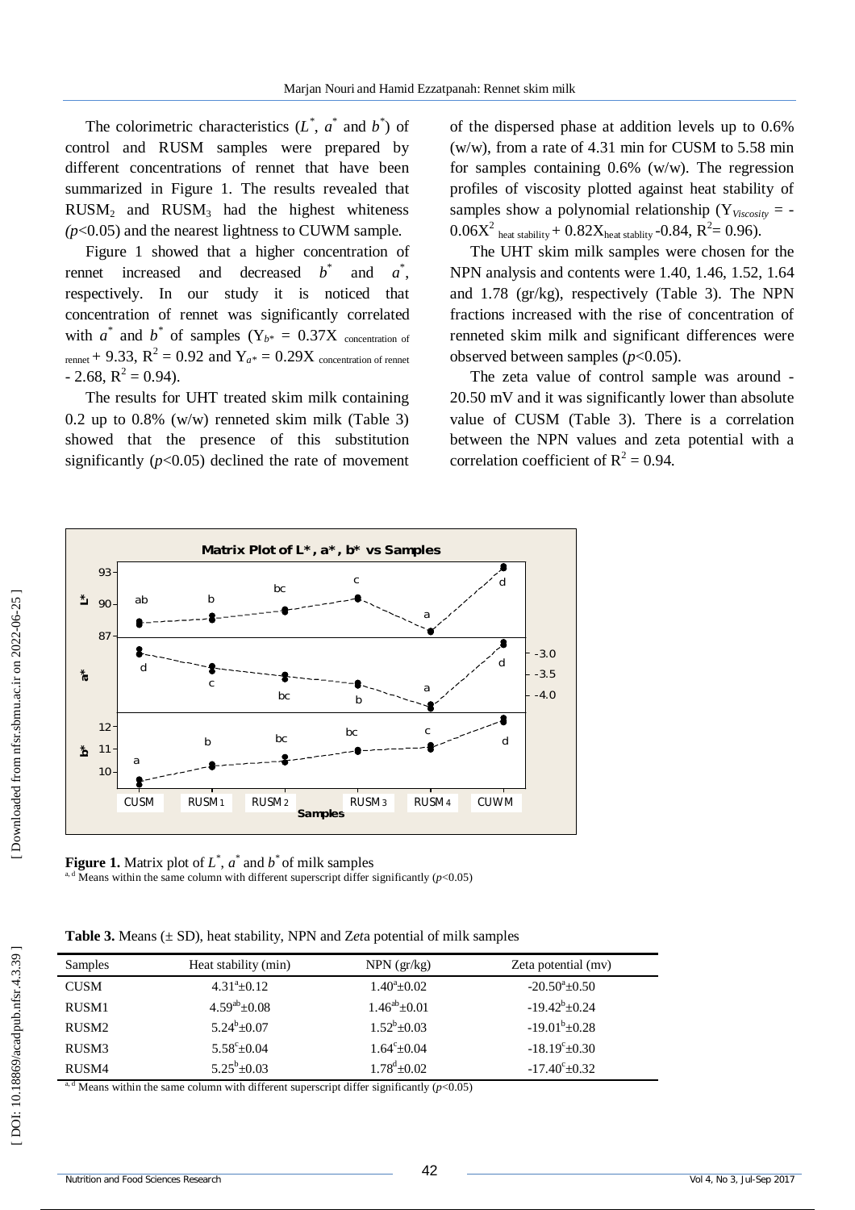The colorimetric characteristics ($L^*$, $a^*$ and $b^*$) of control and RUSM samples were prepared by different concentrations of rennet that have been summarized in Figure 1. The results revealed that $RUSM_2$ and $RUSM_3$ had the highest whiteness ($p<0.05$) and the nearest lightness to CUWM sample.

Figure 1 showed that a higher concentration of rennet increased and decreased $b^*$ and $a^*$, respectively. In our study it is noticed that concentration of rennet was significantly correlated with $a^*$ and $b^*$ of samples ($Y_{b^*} = 0.37X_{\text{concentration of rennet}} + 9.33$, $R^2 = 0.92$ and $Y_{a^*} = 0.29X_{\text{concentration of rennet}} - 2.68$, $R^2 = 0.94$).

The results for UHT treated skim milk containing 0.2 up to 0.8% (w/w) renneted skim milk (Table 3) showed that the presence of this substitution significantly ($p<0.05$) declined the rate of movement of the dispersed phase at addition levels up to 0.6% (w/w), from a rate of 4.31 min for CUSM to 5.58 min for samples containing 0.6% (w/w). The regression profiles of viscosity plotted against heat stability of samples show a polynomial relationship ($Y_{Viscosity} = -0.06X^2_{\text{heat stability}} + 0.82X_{\text{heat stability}} - 0.84$, $R^2 = 0.96$).

The UHT skim milk samples were chosen for the NPN analysis and contents were 1.40, 1.46, 1.52, 1.64 and 1.78 (gr/kg), respectively (Table 3). The NPN fractions increased with the rise of concentration of renneted skim milk and significant differences were observed between samples ($p<0.05$).

The zeta value of control sample was around -20.50 mV and it was significantly lower than absolute value of CUSM (Table 3). There is a correlation between the NPN values and zeta potential with a correlation coefficient of $R^2 = 0.94$.

**Figure 1.** Matrix plot of $L^*$, $a^*$ and $b^*$ of milk samples

[a, d] Means within the same column with different superscript differ significantly ($p<0.05$)

**Table 3.** Means (± SD), heat stability, NPN and Z*et*a potential of milk samples

| Samples | Heat stability (min) | NPN (gr/kg) | Zeta potential (mv) |
|---|---|---|---|
| CUSM | $4.31^a \pm 0.12$ | $1.40^a \pm 0.02$ | $-20.50^a \pm 0.50$ |
| RUSM1 | $4.59^{ab} \pm 0.08$ | $1.46^{ab} \pm 0.01$ | $-19.42^b \pm 0.24$ |
| RUSM2 | $5.24^b \pm 0.07$ | $1.52^b \pm 0.03$ | $-19.01^b \pm 0.28$ |
| RUSM3 | $5.58^c \pm 0.04$ | $1.64^c \pm 0.04$ | $-18.19^c \pm 0.30$ |
| RUSM4 | $5.25^b \pm 0.03$ | $1.78^d \pm 0.02$ | $-17.40^c \pm 0.32$ |

[a, d] Means within the same column with different superscript differ significantly ($p<0.05$)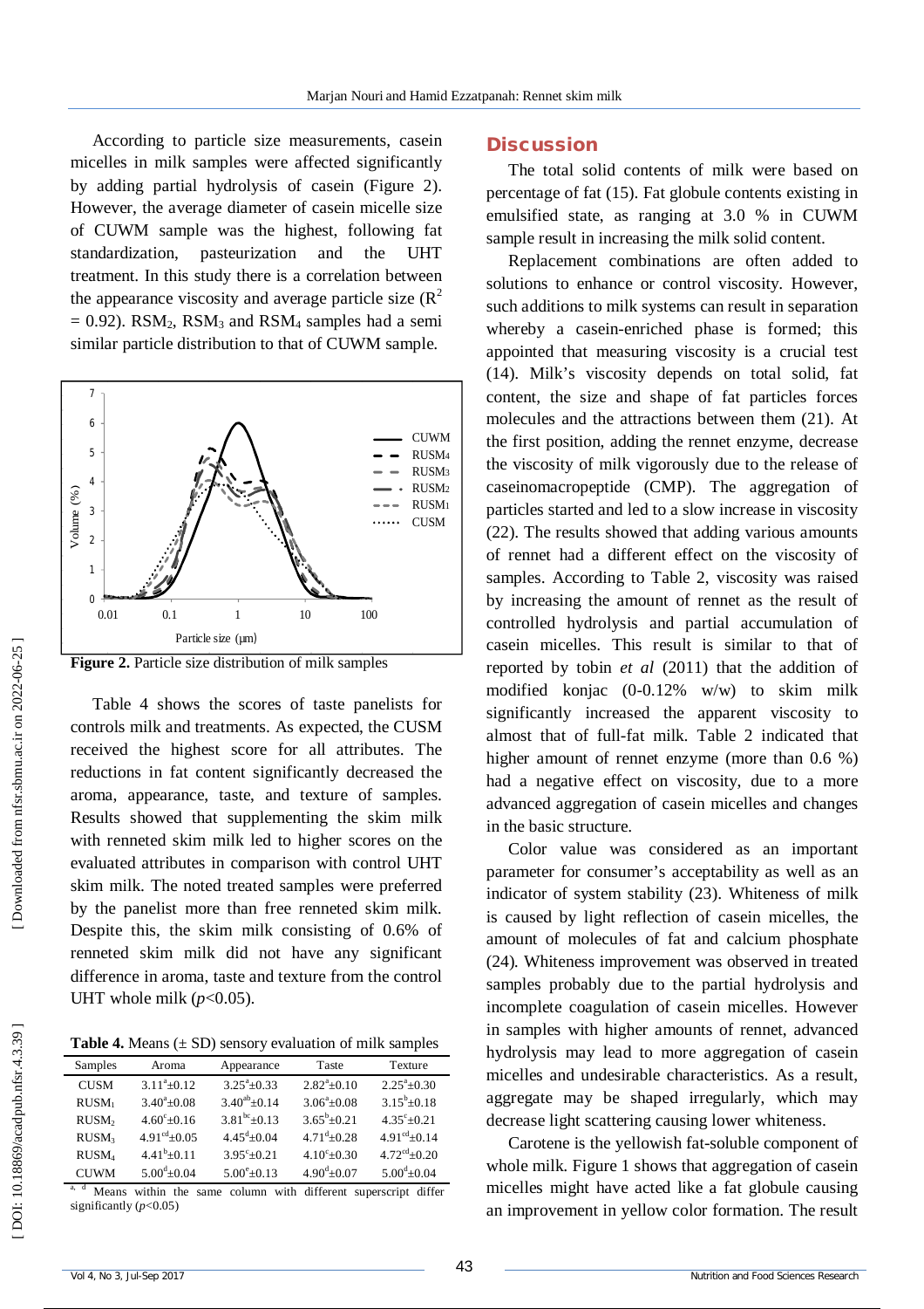According to particle size measurements, casein micelles in milk samples were affected significantly by adding partial hydrolysis of casein (Figure 2). However, the average diameter of casein micelle size of CUWM sample was the highest, following fat standardization, pasteurization and the UHT treatment. In this study there is a correlation between the appearance viscosity and average particle size ($R^2 = 0.92$). $RSM_2$, $RSM_3$ and $RSM_4$ samples had a semi similar particle distribution to that of CUWM sample.

**Figure 2.** Particle size distribution of milk samples

Table 4 shows the scores of taste panelists for controls milk and treatments. As expected, the CUSM received the highest score for all attributes. The reductions in fat content significantly decreased the aroma, appearance, taste, and texture of samples. Results showed that supplementing the skim milk with renneted skim milk led to higher scores on the evaluated attributes in comparison with control UHT skim milk. The noted treated samples were preferred by the panelist more than free renneted skim milk. Despite this, the skim milk consisting of 0.6% of renneted skim milk did not have any significant difference in aroma, taste and texture from the control UHT whole milk ($p<0.05$).

**Table 4.** Means (± SD) sensory evaluation of milk samples

| Samples | Aroma | Appearance | Taste | Texture |
|---|---|---|---|---|
| CUSM | $3.11^{a}±0.12$ | $3.25^{a}±0.33$ | $2.82^{a}±0.10$ | $2.25^{a}±0.30$ |
| $RUSM_1$ | $3.40^{a}±0.08$ | $3.40^{ab}±0.14$ | $3.06^{a}±0.08$ | $3.15^{b}±0.18$ |
| $RUSM_2$ | $4.60^{c}±0.16$ | $3.81^{bc}±0.13$ | $3.65^{b}±0.21$ | $4.35^{c}±0.21$ |
| $RUSM_3$ | $4.91^{cd}±0.05$ | $4.45^{d}±0.04$ | $4.71^{d}±0.28$ | $4.91^{cd}±0.14$ |
| $RUSM_4$ | $4.41^{b}±0.11$ | $3.95^{c}±0.21$ | $4.10^{c}±0.30$ | $4.72^{cd}±0.20$ |
| CUWM | $5.00^{d}±0.04$ | $5.00^{e}±0.13$ | $4.90^{d}±0.07$ | $5.00^{d}±0.04$ |

[a, d] Means within the same column with different superscript differ significantly ($p<0.05$)

## Discussion

The total solid contents of milk were based on percentage of fat (15). Fat globule contents existing in emulsified state, as ranging at 3.0 % in CUWM sample result in increasing the milk solid content.

Replacement combinations are often added to solutions to enhance or control viscosity. However, such additions to milk systems can result in separation whereby a casein-enriched phase is formed; this appointed that measuring viscosity is a crucial test (14). Milk's viscosity depends on total solid, fat content, the size and shape of fat particles forces molecules and the attractions between them (21). At the first position, adding the rennet enzyme, decrease the viscosity of milk vigorously due to the release of caseinomacropeptide (CMP). The aggregation of particles started and led to a slow increase in viscosity (22). The results showed that adding various amounts of rennet had a different effect on the viscosity of samples. According to Table 2, viscosity was raised by increasing the amount of rennet as the result of controlled hydrolysis and partial accumulation of casein micelles. This result is similar to that of reported by tobin *et al* (2011) that the addition of modified konjac (0-0.12% w/w) to skim milk significantly increased the apparent viscosity to almost that of full-fat milk. Table 2 indicated that higher amount of rennet enzyme (more than 0.6 %) had a negative effect on viscosity, due to a more advanced aggregation of casein micelles and changes in the basic structure.

Color value was considered as an important parameter for consumer's acceptability as well as an indicator of system stability (23). Whiteness of milk is caused by light reflection of casein micelles, the amount of molecules of fat and calcium phosphate (24). Whiteness improvement was observed in treated samples probably due to the partial hydrolysis and incomplete coagulation of casein micelles. However in samples with higher amounts of rennet, advanced hydrolysis may lead to more aggregation of casein micelles and undesirable characteristics. As a result, aggregate may be shaped irregularly, which may decrease light scattering causing lower whiteness.

Carotene is the yellowish fat-soluble component of whole milk. Figure 1 shows that aggregation of casein micelles might have acted like a fat globule causing an improvement in yellow color formation. The result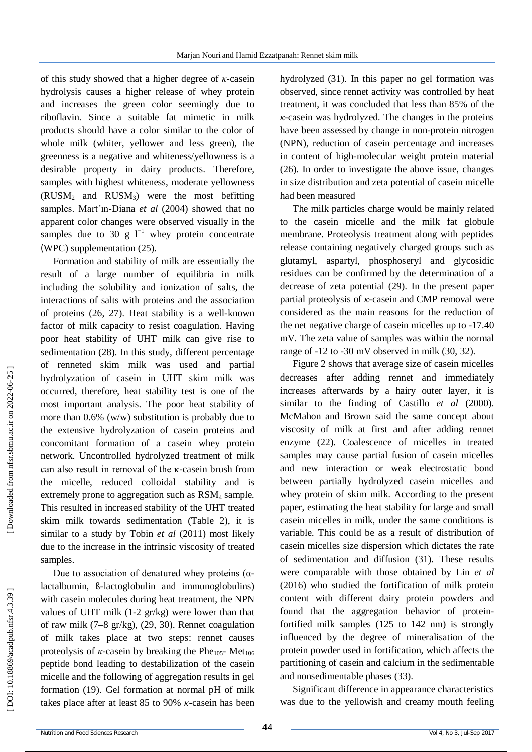of this study showed that a higher degree of *κ*-casein hydrolysis causes a higher release of whey protein and increases the green color seemingly due to riboflavin. Since a suitable fat mimetic in milk products should have a color similar to the color of whole milk (whiter, yellower and less green), the greenness is a negative and whiteness/yellowness is a desirable property in dairy products. Therefore, samples with highest whiteness, moderate yellowness ($RUSM_2$ and $RUSM_3$) were the most befitting samples. Mart´ın-Diana *et al* (2004) showed that no apparent color changes were observed visually in the samples due to 30 g $l^{-1}$ whey protein concentrate (WPC) supplementation (25).

Formation and stability of milk are essentially the result of a large number of equilibria in milk including the solubility and ionization of salts, the interactions of salts with proteins and the association of proteins (26, 27). Heat stability is a well-known factor of milk capacity to resist coagulation. Having poor heat stability of UHT milk can give rise to sedimentation (28). In this study, different percentage of renneted skim milk was used and partial hydrolyzation of casein in UHT skim milk was occurred, therefore, heat stability test is one of the most important analysis. The poor heat stability of more than 0.6% (w/w) substitution is probably due to the extensive hydrolyzation of casein proteins and concomitant formation of a casein whey protein network. Uncontrolled hydrolyzed treatment of milk can also result in removal of the κ-casein brush from the micelle, reduced colloidal stability and is extremely prone to aggregation such as $RSM_4$ sample. This resulted in increased stability of the UHT treated skim milk towards sedimentation (Table 2), it is similar to a study by Tobin *et al* (2011) most likely due to the increase in the intrinsic viscosity of treated samples.

Due to association of denatured whey proteins (α-lactalbumin, ß-lactoglobulin and immunoglobulins) with casein molecules during heat treatment, the NPN values of UHT milk (1-2 gr/kg) were lower than that of raw milk (7–8 gr/kg), (29, 30). Rennet coagulation of milk takes place at two steps: rennet causes proteolysis of *κ*-casein by breaking the $Phe_{105}$- $Met_{106}$ peptide bond leading to destabilization of the casein micelle and the following of aggregation results in gel formation (19). Gel formation at normal pH of milk takes place after at least 85 to 90% *κ*-casein has been hydrolyzed (31). In this paper no gel formation was observed, since rennet activity was controlled by heat treatment, it was concluded that less than 85% of the *κ*-casein was hydrolyzed. The changes in the proteins have been assessed by change in non-protein nitrogen (NPN), reduction of casein percentage and increases in content of high-molecular weight protein material (26). In order to investigate the above issue, changes in size distribution and zeta potential of casein micelle had been measured

The milk particles charge would be mainly related to the casein micelle and the milk fat globule membrane. Proteolysis treatment along with peptides release containing negatively charged groups such as glutamyl, aspartyl, phosphoseryl and glycosidic residues can be confirmed by the determination of a decrease of zeta potential (29). In the present paper partial proteolysis of *κ*-casein and CMP removal were considered as the main reasons for the reduction of the net negative charge of casein micelles up to -17.40 mV. The zeta value of samples was within the normal range of -12 to -30 mV observed in milk (30, 32).

Figure 2 shows that average size of casein micelles decreases after adding rennet and immediately increases afterwards by a hairy outer layer, it is similar to the finding of Castillo *et al* (2000). McMahon and Brown said the same concept about viscosity of milk at first and after adding rennet enzyme (22). Coalescence of micelles in treated samples may cause partial fusion of casein micelles and new interaction or weak electrostatic bond between partially hydrolyzed casein micelles and whey protein of skim milk. According to the present paper, estimating the heat stability for large and small casein micelles in milk, under the same conditions is variable. This could be as a result of distribution of casein micelles size dispersion which dictates the rate of sedimentation and diffusion (31). These results were comparable with those obtained by Lin *et al* (2016) who studied the fortification of milk protein content with different dairy protein powders and found that the aggregation behavior of protein-fortified milk samples (125 to 142 nm) is strongly influenced by the degree of mineralisation of the protein powder used in fortification, which affects the partitioning of casein and calcium in the sedimentable and nonsedimentable phases (33).

Significant difference in appearance characteristics was due to the yellowish and creamy mouth feeling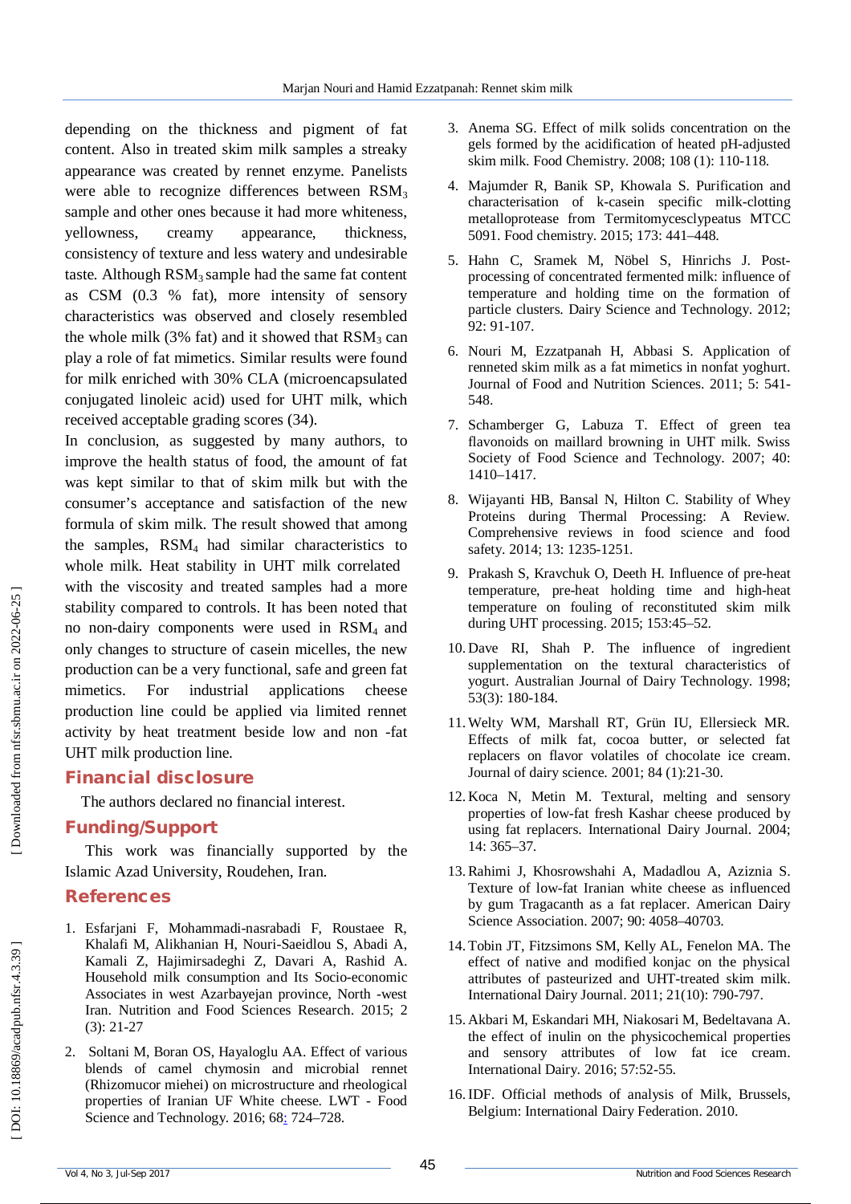depending on the thickness and pigment of fat content. Also in treated skim milk samples a streaky appearance was created by rennet enzyme. Panelists were able to recognize differences between $RSM_3$ sample and other ones because it had more whiteness, yellowness, creamy appearance, thickness, consistency of texture and less watery and undesirable taste. Although $RSM_3$ sample had the same fat content as CSM (0.3 % fat), more intensity of sensory characteristics was observed and closely resembled the whole milk (3% fat) and it showed that $RSM_3$ can play a role of fat mimetics. Similar results were found for milk enriched with 30% CLA (microencapsulated conjugated linoleic acid) used for UHT milk, which received acceptable grading scores (34).

In conclusion, as suggested by many authors, to improve the health status of food, the amount of fat was kept similar to that of skim milk but with the consumer's acceptance and satisfaction of the new formula of skim milk. The result showed that among the samples, $RSM_4$ had similar characteristics to whole milk. Heat stability in UHT milk correlated with the viscosity and treated samples had a more stability compared to controls. It has been noted that no non-dairy components were used in $RSM_4$ and only changes to structure of casein micelles, the new production can be a very functional, safe and green fat mimetics. For industrial applications cheese production line could be applied via limited rennet activity by heat treatment beside low and non -fat UHT milk production line.

## Financial disclosure

The authors declared no financial interest.

## Funding/Support

This work was financially supported by the Islamic Azad University, Roudehen, Iran.

## References

1. Esfarjani F, Mohammadi-nasrabadi F, Roustaee R, Khalafi M, Alikhanian H, Nouri-Saeidlou S, Abadi A, Kamali Z, Hajimirsadeghi Z, Davari A, Rashid A. Household milk consumption and Its Socio-economic Associates in west Azarbayejan province, North -west Iran. Nutrition and Food Sciences Research. 2015; 2 (3): 21-27
2. Soltani M, Boran OS, Hayaloglu AA. Effect of various blends of camel chymosin and microbial rennet (Rhizomucor miehei) on microstructure and rheological properties of Iranian UF White cheese. LWT - Food Science and Technology. 2016; 68: 724–728.
3. Anema SG. Effect of milk solids concentration on the gels formed by the acidification of heated pH-adjusted skim milk. Food Chemistry. 2008; 108 (1): 110-118.
4. Majumder R, Banik SP, Khowala S. Purification and characterisation of k-casein specific milk-clotting metalloprotease from Termitomycesclypeatus MTCC 5091. Food chemistry. 2015; 173: 441–448.
5. Hahn C, Sramek M, Nöbel S, Hinrichs J. Post-processing of concentrated fermented milk: influence of temperature and holding time on the formation of particle clusters. Dairy Science and Technology. 2012; 92: 91-107.
6. Nouri M, Ezzatpanah H, Abbasi S. Application of renneted skim milk as a fat mimetics in nonfat yoghurt. Journal of Food and Nutrition Sciences. 2011; 5: 541-548.
7. Schamberger G, Labuza T. Effect of green tea flavonoids on maillard browning in UHT milk. Swiss Society of Food Science and Technology. 2007; 40: 1410–1417.
8. Wijayanti HB, Bansal N, Hilton C. Stability of Whey Proteins during Thermal Processing: A Review. Comprehensive reviews in food science and food safety. 2014; 13: 1235-1251.
9. Prakash S, Kravchuk O, Deeth H. Influence of pre-heat temperature, pre-heat holding time and high-heat temperature on fouling of reconstituted skim milk during UHT processing. 2015; 153:45–52.
10. Dave RI, Shah P. The influence of ingredient supplementation on the textural characteristics of yogurt. Australian Journal of Dairy Technology. 1998; 53(3): 180-184.
11. Welty WM, Marshall RT, Grün IU, Ellersieck MR. Effects of milk fat, cocoa butter, or selected fat replacers on flavor volatiles of chocolate ice cream. Journal of dairy science. 2001; 84 (1):21-30.
12. Koca N, Metin M. Textural, melting and sensory properties of low-fat fresh Kashar cheese produced by using fat replacers. International Dairy Journal. 2004; 14: 365–37.
13. Rahimi J, Khosrowshahi A, Madadlou A, Aziznia S. Texture of low-fat Iranian white cheese as influenced by gum Tragacanth as a fat replacer. American Dairy Science Association. 2007; 90: 4058–40703.
14. Tobin JT, Fitzsimons SM, Kelly AL, Fenelon MA. The effect of native and modified konjac on the physical attributes of pasteurized and UHT-treated skim milk. International Dairy Journal. 2011; 21(10): 790-797.
15. Akbari M, Eskandari MH, Niakosari M, Bedeltavana A. the effect of inulin on the physicochemical properties and sensory attributes of low fat ice cream. International Dairy. 2016; 57:52-55.
16. IDF. Official methods of analysis of Milk, Brussels, Belgium: International Dairy Federation. 2010.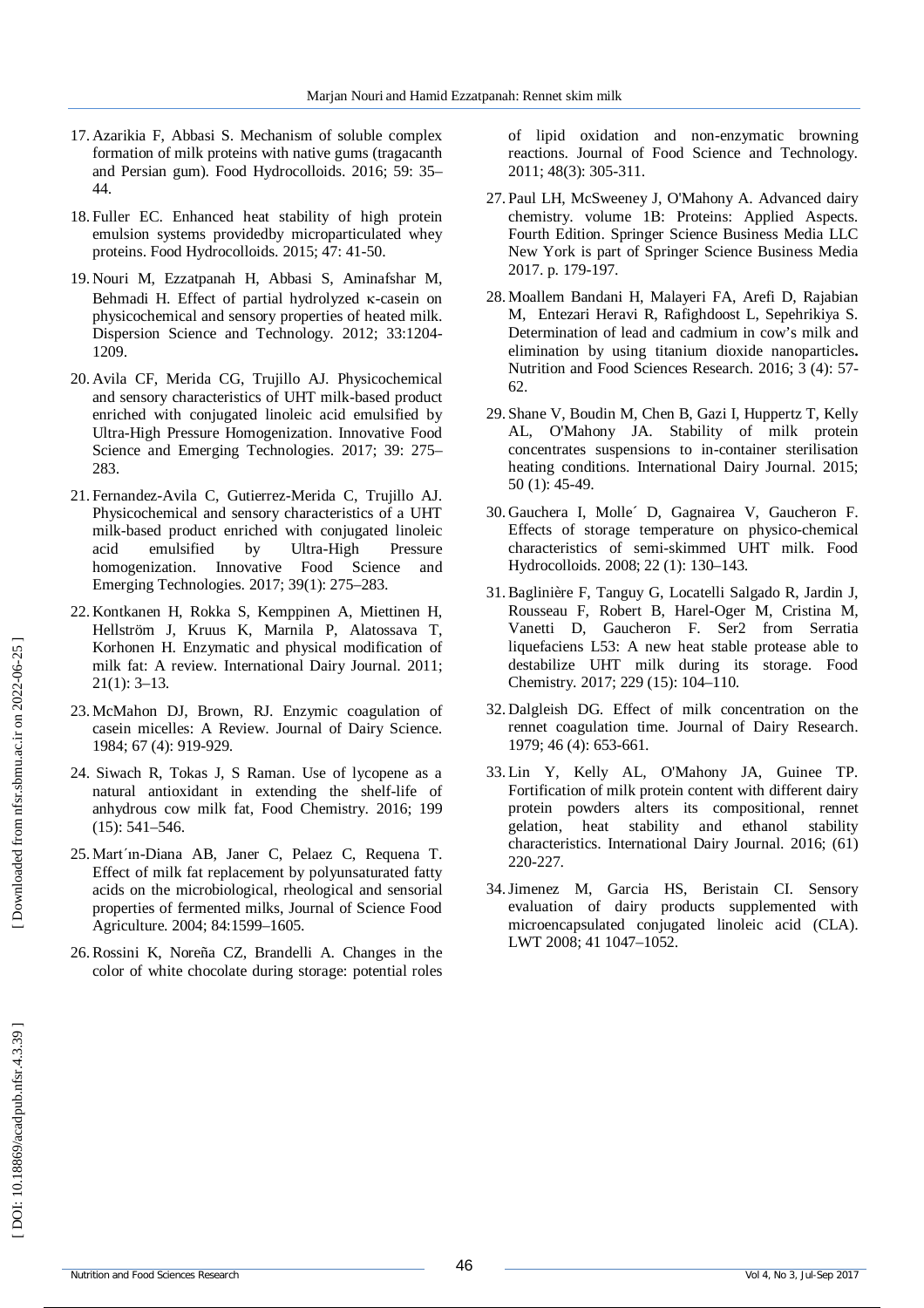17. Azarikia F, Abbasi S. Mechanism of soluble complex formation of milk proteins with native gums (tragacanth and Persian gum). Food Hydrocolloids. 2016; 59: 35–44.
18. Fuller EC. Enhanced heat stability of high protein emulsion systems providedby microparticulated whey proteins. Food Hydrocolloids. 2015; 47: 41-50.
19. Nouri M, Ezzatpanah H, Abbasi S, Aminafshar M, Behmadi H. Effect of partial hydrolyzed κ-casein on physicochemical and sensory properties of heated milk. Dispersion Science and Technology. 2012; 33:1204-1209.
20. Avila CF, Merida CG, Trujillo AJ. Physicochemical and sensory characteristics of UHT milk-based product enriched with conjugated linoleic acid emulsified by Ultra-High Pressure Homogenization. Innovative Food Science and Emerging Technologies. 2017; 39: 275–283.
21. Fernandez-Avila C, Gutierrez-Merida C, Trujillo AJ. Physicochemical and sensory characteristics of a UHT milk-based product enriched with conjugated linoleic acid emulsified by Ultra-High Pressure homogenization. Innovative Food Science and Emerging Technologies. 2017; 39(1): 275–283.
22. Kontkanen H, Rokka S, Kemppinen A, Miettinen H, Hellström J, Kruus K, Marnila P, Alatossava T, Korhonen H. Enzymatic and physical modification of milk fat: A review. International Dairy Journal. 2011; 21(1): 3–13.
23. McMahon DJ, Brown, RJ. Enzymic coagulation of casein micelles: A Review. Journal of Dairy Science. 1984; 67 (4): 919-929.
24. Siwach R, Tokas J, S Raman. Use of lycopene as a natural antioxidant in extending the shelf-life of anhydrous cow milk fat, Food Chemistry. 2016; 199 (15): 541–546.
25. Mart´ın-Diana AB, Janer C, Pelaez C, Requena T. Effect of milk fat replacement by polyunsaturated fatty acids on the microbiological, rheological and sensorial properties of fermented milks, Journal of Science Food Agriculture. 2004; 84:1599–1605.
26. Rossini K, Noreña CZ, Brandelli A. Changes in the color of white chocolate during storage: potential roles of lipid oxidation and non-enzymatic browning reactions. Journal of Food Science and Technology. 2011; 48(3): 305-311.
27. Paul LH, McSweeney J, O'Mahony A. Advanced dairy chemistry. volume 1B: Proteins: Applied Aspects. Fourth Edition. Springer Science Business Media LLC New York is part of Springer Science Business Media 2017. p. 179-197.
28. Moallem Bandani H, Malayeri FA, Arefi D, Rajabian M, Entezari Heravi R, Rafighdoost L, Sepehrikiya S. Determination of lead and cadmium in cow's milk and elimination by using titanium dioxide nanoparticles**.** Nutrition and Food Sciences Research. 2016; 3 (4): 57-62.
29. Shane V, Boudin M, Chen B, Gazi I, Huppertz T, Kelly AL, O'Mahony JA. Stability of milk protein concentrates suspensions to in-container sterilisation heating conditions. International Dairy Journal. 2015; 50 (1): 45-49.
30. Gauchera I, Molle´ D, Gagnairea V, Gaucheron F. Effects of storage temperature on physico-chemical characteristics of semi-skimmed UHT milk. Food Hydrocolloids. 2008; 22 (1): 130–143.
31. Baglinière F, Tanguy G, Locatelli Salgado R, Jardin J, Rousseau F, Robert B, Harel-Oger M, Cristina M, Vanetti D, Gaucheron F. Ser2 from Serratia liquefaciens L53: A new heat stable protease able to destabilize UHT milk during its storage. Food Chemistry. 2017; 229 (15): 104–110.
32. Dalgleish DG. Effect of milk concentration on the rennet coagulation time. Journal of Dairy Research. 1979; 46 (4): 653-661.
33. Lin Y, Kelly AL, O'Mahony JA, Guinee TP. Fortification of milk protein content with different dairy protein powders alters its compositional, rennet gelation, heat stability and ethanol stability characteristics. International Dairy Journal. 2016; (61) 220-227.
34. Jimenez M, Garcia HS, Beristain CI. Sensory evaluation of dairy products supplemented with microencapsulated conjugated linoleic acid (CLA). LWT 2008; 41 1047–1052.